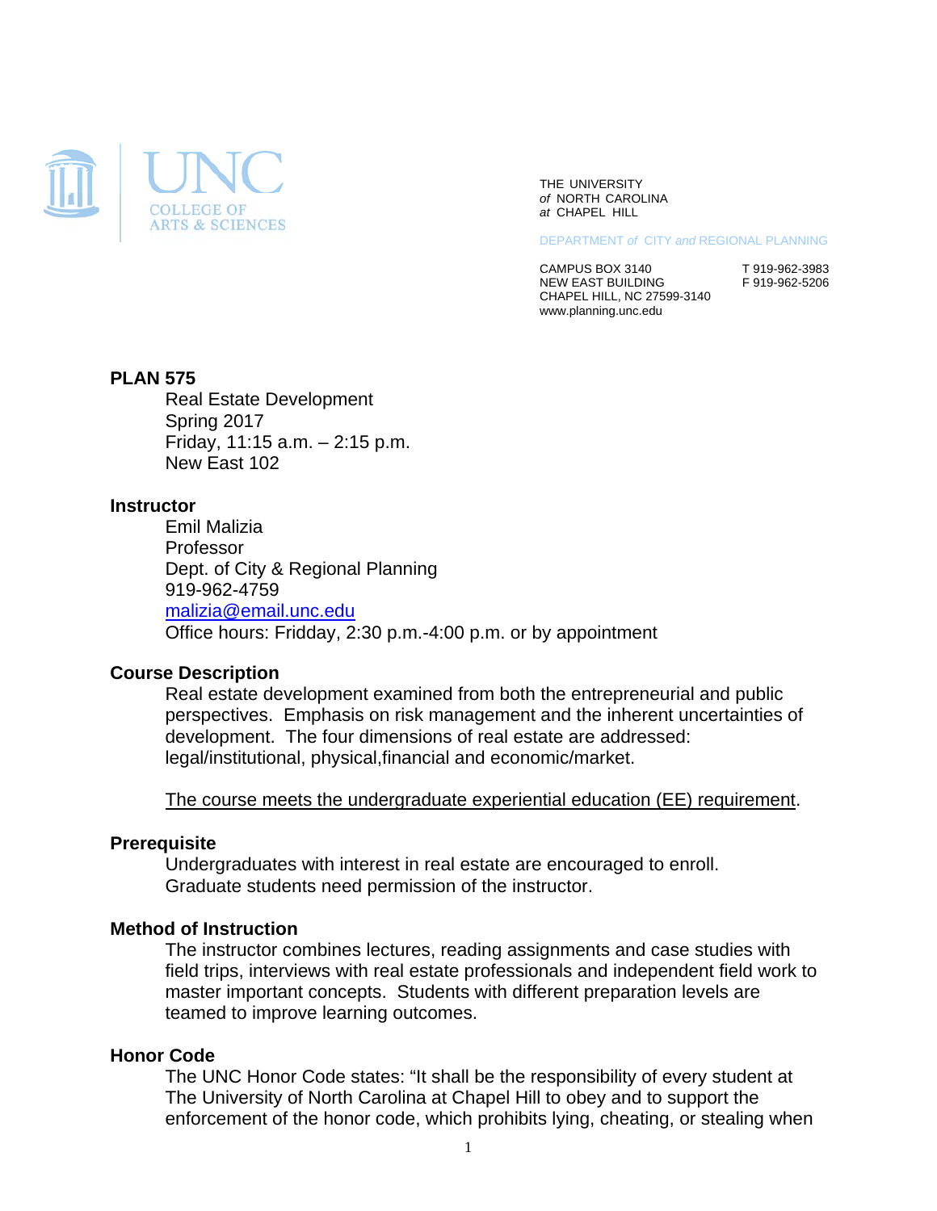THE UNIVERSITY
*of* NORTH CAROLINA
*at* CHAPEL HILL

DEPARTMENT *of* CITY *and* REGIONAL PLANNING

CAMPUS BOX 3140
NEW EAST BUILDING
CHAPEL HILL, NC 27599-3140
www.planning.unc.edu

T 919-962-3983
F 919-962-5206

## PLAN 575

Real Estate Development
Spring 2017
Friday, 11:15 a.m. – 2:15 p.m.
New East 102

## Instructor

Emil Malizia
Professor
Dept. of City & Regional Planning
919-962-4759
malizia@email.unc.edu
Office hours: Friday, 2:30 p.m.-4:00 p.m. or by appointment

## Course Description

Real estate development examined from both the entrepreneurial and public perspectives. Emphasis on risk management and the inherent uncertainties of development. The four dimensions of real estate are addressed: legal/institutional, physical,financial and economic/market.

The course meets the undergraduate experiential education (EE) requirement.

## Prerequisite

Undergraduates with interest in real estate are encouraged to enroll. Graduate students need permission of the instructor.

## Method of Instruction

The instructor combines lectures, reading assignments and case studies with field trips, interviews with real estate professionals and independent field work to master important concepts. Students with different preparation levels are teamed to improve learning outcomes.

## Honor Code

The UNC Honor Code states: "It shall be the responsibility of every student at The University of North Carolina at Chapel Hill to obey and to support the enforcement of the honor code, which prohibits lying, cheating, or stealing when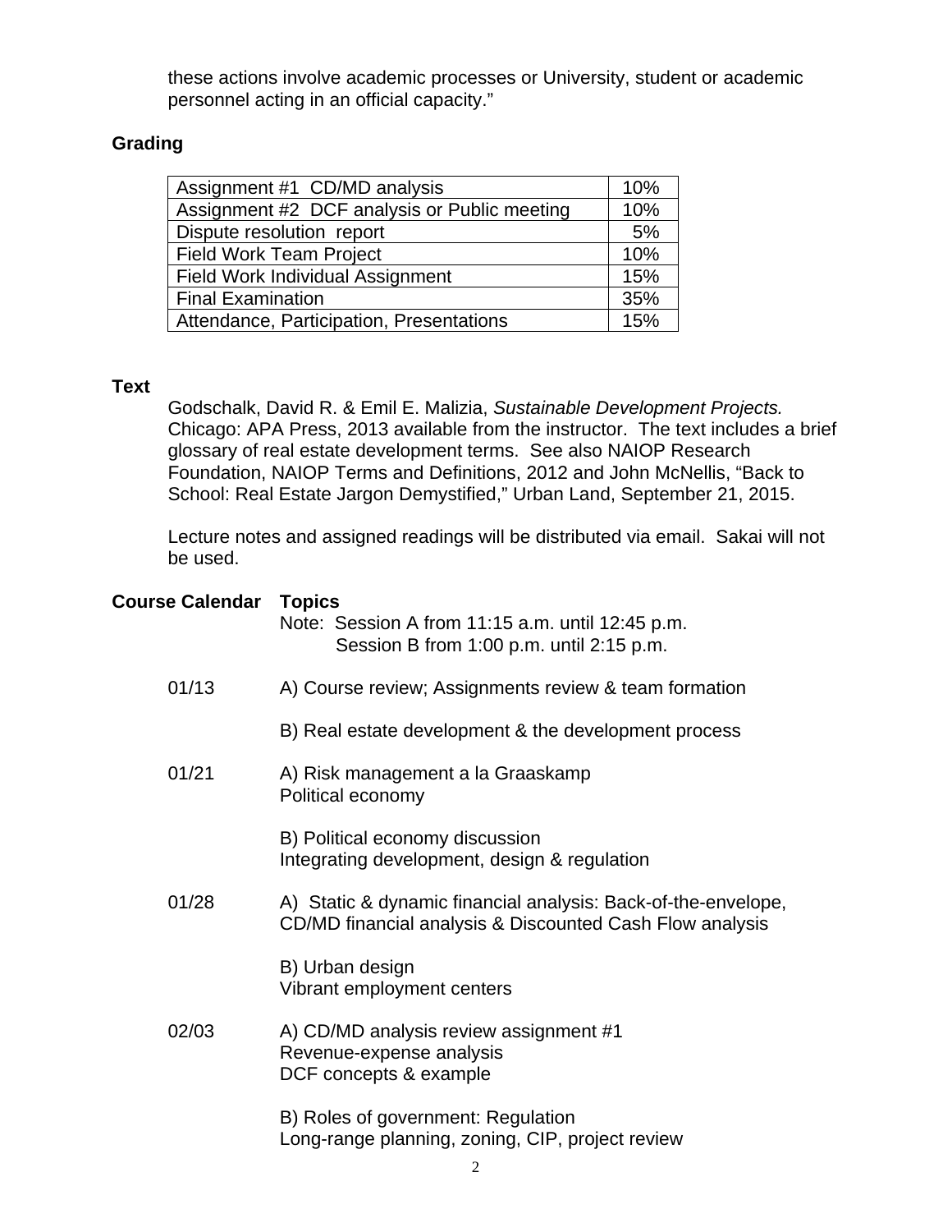these actions involve academic processes or University, student or academic personnel acting in an official capacity."

**Grading**

| | |
|---|---|
| Assignment #1 CD/MD analysis | 10% |
| Assignment #2 DCF analysis or Public meeting | 10% |
| Dispute resolution report | 5% |
| Field Work Team Project | 10% |
| Field Work Individual Assignment | 15% |
| Final Examination | 35% |
| Attendance, Participation, Presentations | 15% |

**Text**

Godschalk, David R. & Emil E. Malizia, *Sustainable Development Projects.* Chicago: APA Press, 2013 available from the instructor. The text includes a brief glossary of real estate development terms. See also NAIOP Research Foundation, NAIOP Terms and Definitions, 2012 and John McNellis, "Back to School: Real Estate Jargon Demystified," Urban Land, September 21, 2015.

Lecture notes and assigned readings will be distributed via email. Sakai will not be used.

**Course Calendar** **Topics**

Note: Session A from 11:15 a.m. until 12:45 p.m.
Session B from 1:00 p.m. until 2:15 p.m.

01/13 A) Course review; Assignments review & team formation

B) Real estate development & the development process

01/21 A) Risk management a la Graaskamp
Political economy

B) Political economy discussion
Integrating development, design & regulation

01/28 A) Static & dynamic financial analysis: Back-of-the-envelope, CD/MD financial analysis & Discounted Cash Flow analysis

B) Urban design
Vibrant employment centers

02/03 A) CD/MD analysis review assignment #1
Revenue-expense analysis
DCF concepts & example

B) Roles of government: Regulation
Long-range planning, zoning, CIP, project review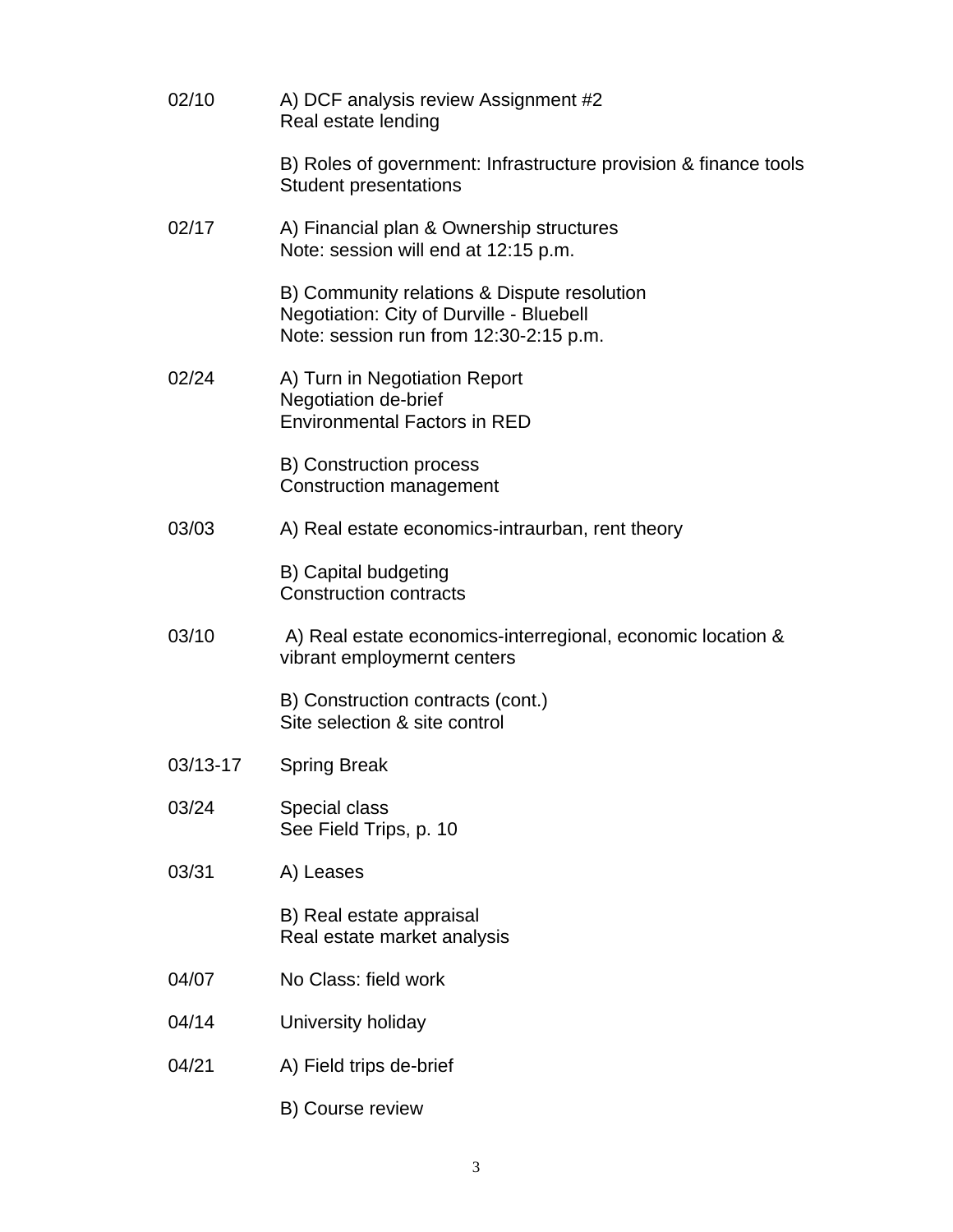| | |
|---|---|
| 02/10 | A) DCF analysis review Assignment #2<br>Real estate lending |
| | B) Roles of government: Infrastructure provision & finance tools<br>Student presentations |
| 02/17 | A) Financial plan & Ownership structures<br>Note: session will end at 12:15 p.m. |
| | B) Community relations & Dispute resolution<br>Negotiation: City of Durville - Bluebell<br>Note: session run from 12:30-2:15 p.m. |
| 02/24 | A) Turn in Negotiation Report<br>Negotiation de-brief<br>Environmental Factors in RED |
| | B) Construction process<br>Construction management |
| 03/03 | A) Real estate economics-intraurban, rent theory |
| | B) Capital budgeting<br>Construction contracts |
| 03/10 | A) Real estate economics-interregional, economic location & vibrant employmernt centers |
| | B) Construction contracts (cont.)<br>Site selection & site control |
| 03/13-17 | Spring Break |
| 03/24 | Special class<br>See Field Trips, p. 10 |
| 03/31 | A) Leases |
| | B) Real estate appraisal<br>Real estate market analysis |
| 04/07 | No Class: field work |
| 04/14 | University holiday |
| 04/21 | A) Field trips de-brief |
| | B) Course review |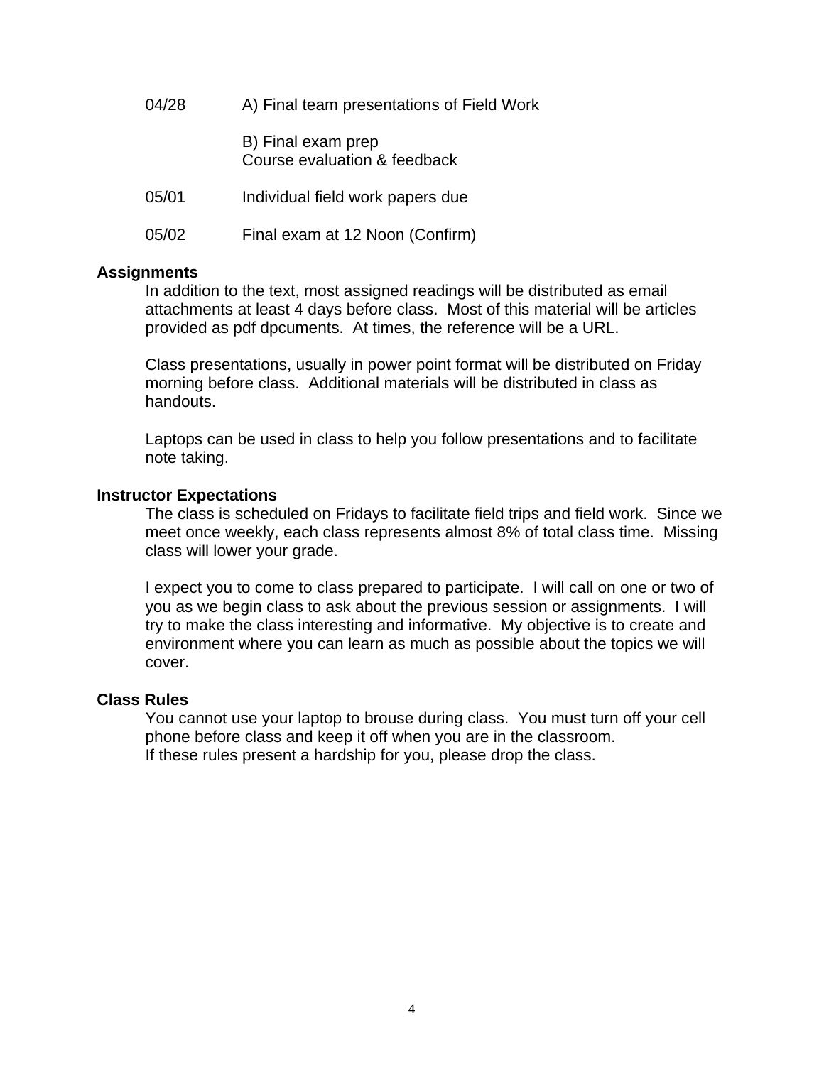| | |
|---|---|
| 04/28 | A) Final team presentations of Field Work |
| | B) Final exam prep<br>Course evaluation & feedback |
| 05/01 | Individual field work papers due |
| 05/02 | Final exam at 12 Noon (Confirm) |

**Assignments**

In addition to the text, most assigned readings will be distributed as email attachments at least 4 days before class. Most of this material will be articles provided as pdf dpcuments. At times, the reference will be a URL.

Class presentations, usually in power point format will be distributed on Friday morning before class. Additional materials will be distributed in class as handouts.

Laptops can be used in class to help you follow presentations and to facilitate note taking.

**Instructor Expectations**

The class is scheduled on Fridays to facilitate field trips and field work. Since we meet once weekly, each class represents almost 8% of total class time. Missing class will lower your grade.

I expect you to come to class prepared to participate. I will call on one or two of you as we begin class to ask about the previous session or assignments. I will try to make the class interesting and informative. My objective is to create and environment where you can learn as much as possible about the topics we will cover.

**Class Rules**

You cannot use your laptop to brouse during class. You must turn off your cell phone before class and keep it off when you are in the classroom.
If these rules present a hardship for you, please drop the class.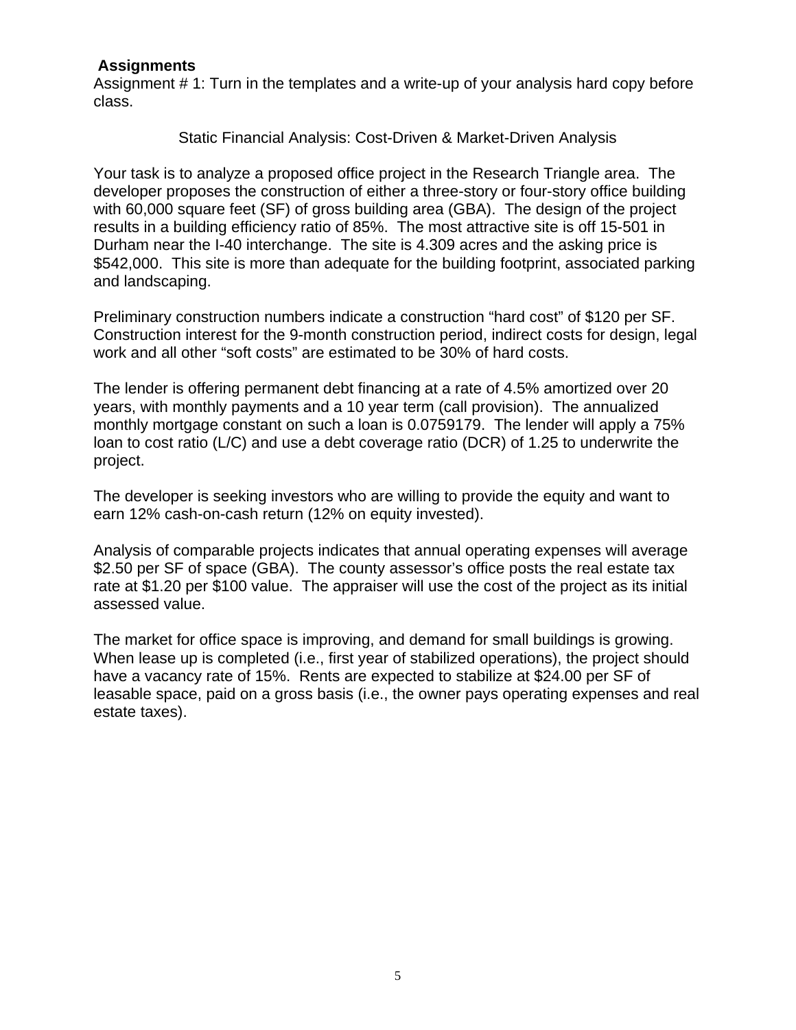**Assignments**

Assignment # 1: Turn in the templates and a write-up of your analysis hard copy before class.

Static Financial Analysis: Cost-Driven & Market-Driven Analysis

Your task is to analyze a proposed office project in the Research Triangle area. The developer proposes the construction of either a three-story or four-story office building with 60,000 square feet (SF) of gross building area (GBA). The design of the project results in a building efficiency ratio of 85%. The most attractive site is off 15-501 in Durham near the I-40 interchange. The site is 4.309 acres and the asking price is $542,000. This site is more than adequate for the building footprint, associated parking and landscaping.

Preliminary construction numbers indicate a construction "hard cost" of $120 per SF. Construction interest for the 9-month construction period, indirect costs for design, legal work and all other "soft costs" are estimated to be 30% of hard costs.

The lender is offering permanent debt financing at a rate of 4.5% amortized over 20 years, with monthly payments and a 10 year term (call provision). The annualized monthly mortgage constant on such a loan is 0.0759179. The lender will apply a 75% loan to cost ratio (L/C) and use a debt coverage ratio (DCR) of 1.25 to underwrite the project.

The developer is seeking investors who are willing to provide the equity and want to earn 12% cash-on-cash return (12% on equity invested).

Analysis of comparable projects indicates that annual operating expenses will average $2.50 per SF of space (GBA). The county assessor's office posts the real estate tax rate at $1.20 per $100 value. The appraiser will use the cost of the project as its initial assessed value.

The market for office space is improving, and demand for small buildings is growing. When lease up is completed (i.e., first year of stabilized operations), the project should have a vacancy rate of 15%. Rents are expected to stabilize at $24.00 per SF of leasable space, paid on a gross basis (i.e., the owner pays operating expenses and real estate taxes).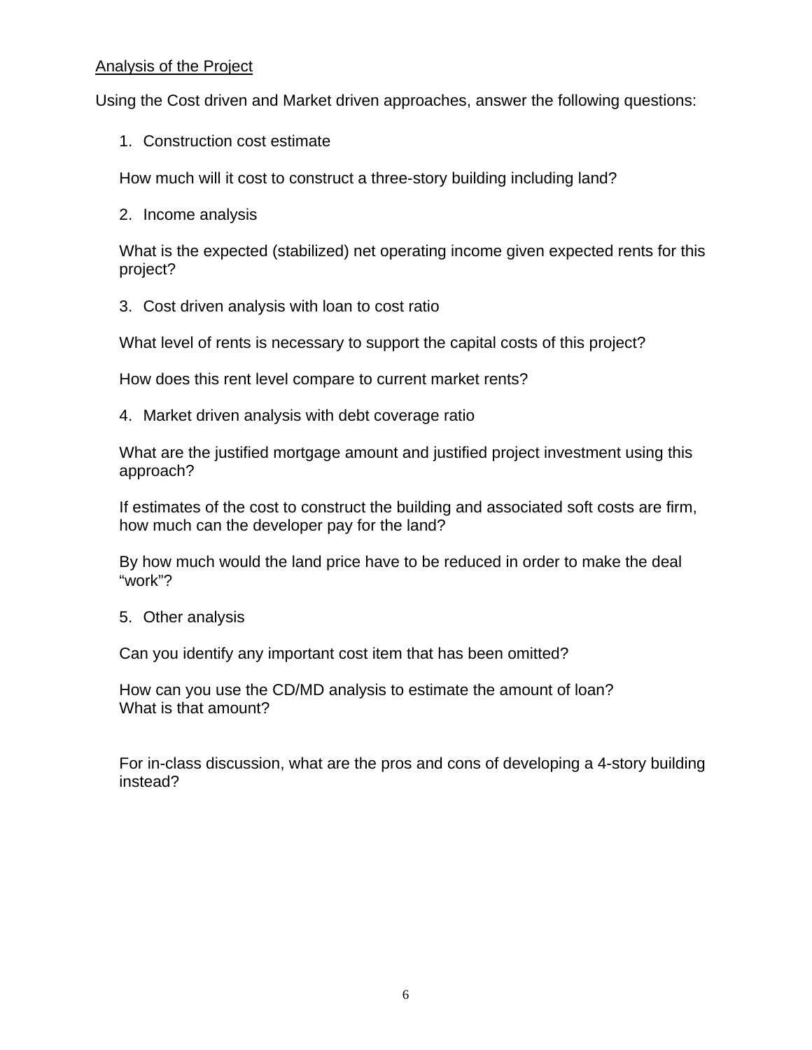<u>Analysis of the Project</u>

Using the Cost driven and Market driven approaches, answer the following questions:

1. Construction cost estimate

   How much will it cost to construct a three-story building including land?

2. Income analysis

   What is the expected (stabilized) net operating income given expected rents for this project?

3. Cost driven analysis with loan to cost ratio

   What level of rents is necessary to support the capital costs of this project?

   How does this rent level compare to current market rents?

4. Market driven analysis with debt coverage ratio

   What are the justified mortgage amount and justified project investment using this approach?

   If estimates of the cost to construct the building and associated soft costs are firm, how much can the developer pay for the land?

   By how much would the land price have to be reduced in order to make the deal "work"?

5. Other analysis

   Can you identify any important cost item that has been omitted?

   How can you use the CD/MD analysis to estimate the amount of loan?
   What is that amount?

   For in-class discussion, what are the pros and cons of developing a 4-story building instead?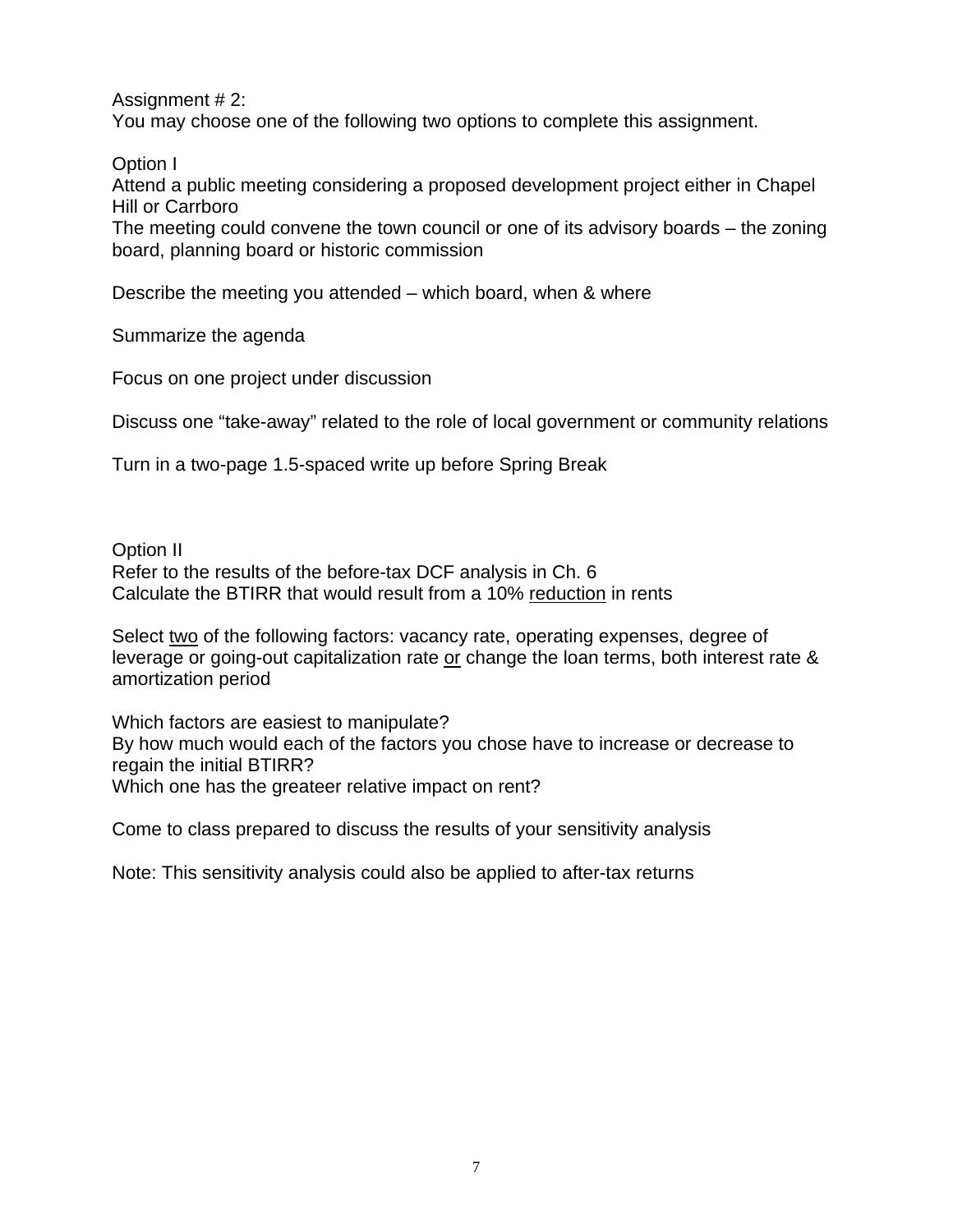Assignment # 2:
You may choose one of the following two options to complete this assignment.

Option I
Attend a public meeting considering a proposed development project either in Chapel Hill or Carrboro
The meeting could convene the town council or one of its advisory boards – the zoning board, planning board or historic commission

Describe the meeting you attended – which board, when & where

Summarize the agenda

Focus on one project under discussion

Discuss one "take-away" related to the role of local government or community relations

Turn in a two-page 1.5-spaced write up before Spring Break

Option II
Refer to the results of the before-tax DCF analysis in Ch. 6
Calculate the BTIRR that would result from a 10% <u>reduction</u> in rents

Select <u>two</u> of the following factors: vacancy rate, operating expenses, degree of leverage or going-out capitalization rate <u>or</u> change the loan terms, both interest rate & amortization period

Which factors are easiest to manipulate?
By how much would each of the factors you chose have to increase or decrease to regain the initial BTIRR?
Which one has the greateer relative impact on rent?

Come to class prepared to discuss the results of your sensitivity analysis

Note: This sensitivity analysis could also be applied to after-tax returns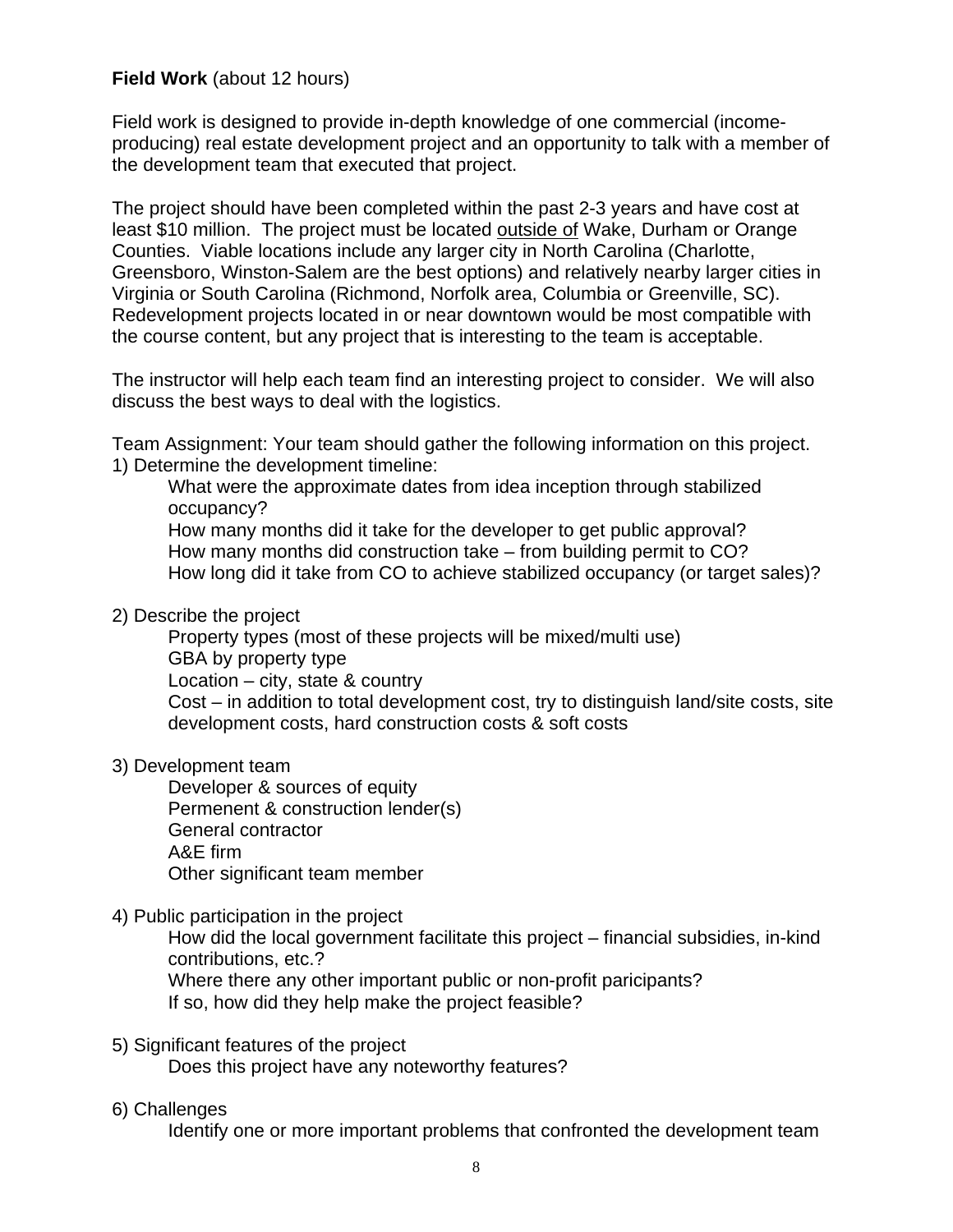**Field Work** (about 12 hours)

Field work is designed to provide in-depth knowledge of one commercial (income-producing) real estate development project and an opportunity to talk with a member of the development team that executed that project.

The project should have been completed within the past 2-3 years and have cost at least $10 million. The project must be located <u>outside of</u> Wake, Durham or Orange Counties. Viable locations include any larger city in North Carolina (Charlotte, Greensboro, Winston-Salem are the best options) and relatively nearby larger cities in Virginia or South Carolina (Richmond, Norfolk area, Columbia or Greenville, SC). Redevelopment projects located in or near downtown would be most compatible with the course content, but any project that is interesting to the team is acceptable.

The instructor will help each team find an interesting project to consider. We will also discuss the best ways to deal with the logistics.

Team Assignment: Your team should gather the following information on this project.

1) Determine the development timeline:
   - What were the approximate dates from idea inception through stabilized occupancy?
   - How many months did it take for the developer to get public approval?
   - How many months did construction take – from building permit to CO?
   - How long did it take from CO to achieve stabilized occupancy (or target sales)?

2) Describe the project
   - Property types (most of these projects will be mixed/multi use)
   - GBA by property type
   - Location – city, state & country
   - Cost – in addition to total development cost, try to distinguish land/site costs, site development costs, hard construction costs & soft costs

3) Development team
   - Developer & sources of equity
   - Permenent & construction lender(s)
   - General contractor
   - A&E firm
   - Other significant team member

4) Public participation in the project
   - How did the local government facilitate this project – financial subsidies, in-kind contributions, etc.?
   - Where there any other important public or non-profit paricipants?
   - If so, how did they help make the project feasible?

5) Significant features of the project
   - Does this project have any noteworthy features?

6) Challenges
   - Identify one or more important problems that confronted the development team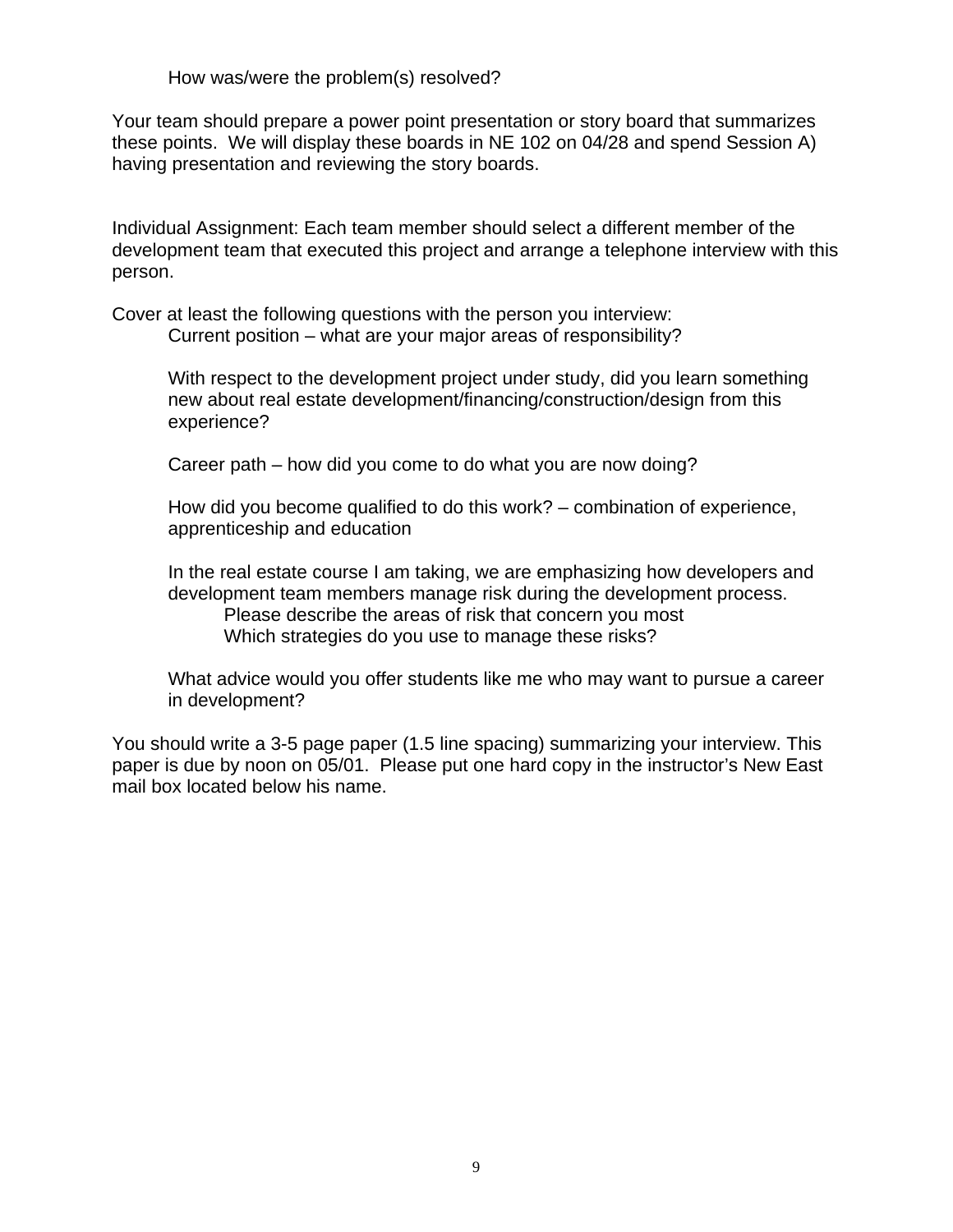How was/were the problem(s) resolved?

Your team should prepare a power point presentation or story board that summarizes these points. We will display these boards in NE 102 on 04/28 and spend Session A) having presentation and reviewing the story boards.

Individual Assignment: Each team member should select a different member of the development team that executed this project and arrange a telephone interview with this person.

Cover at least the following questions with the person you interview:

- Current position – what are your major areas of responsibility?
- With respect to the development project under study, did you learn something new about real estate development/financing/construction/design from this experience?
- Career path – how did you come to do what you are now doing?
- How did you become qualified to do this work? – combination of experience, apprenticeship and education
- In the real estate course I am taking, we are emphasizing how developers and development team members manage risk during the development process.
  - Please describe the areas of risk that concern you most
  - Which strategies do you use to manage these risks?
- What advice would you offer students like me who may want to pursue a career in development?

You should write a 3-5 page paper (1.5 line spacing) summarizing your interview. This paper is due by noon on 05/01. Please put one hard copy in the instructor's New East mail box located below his name.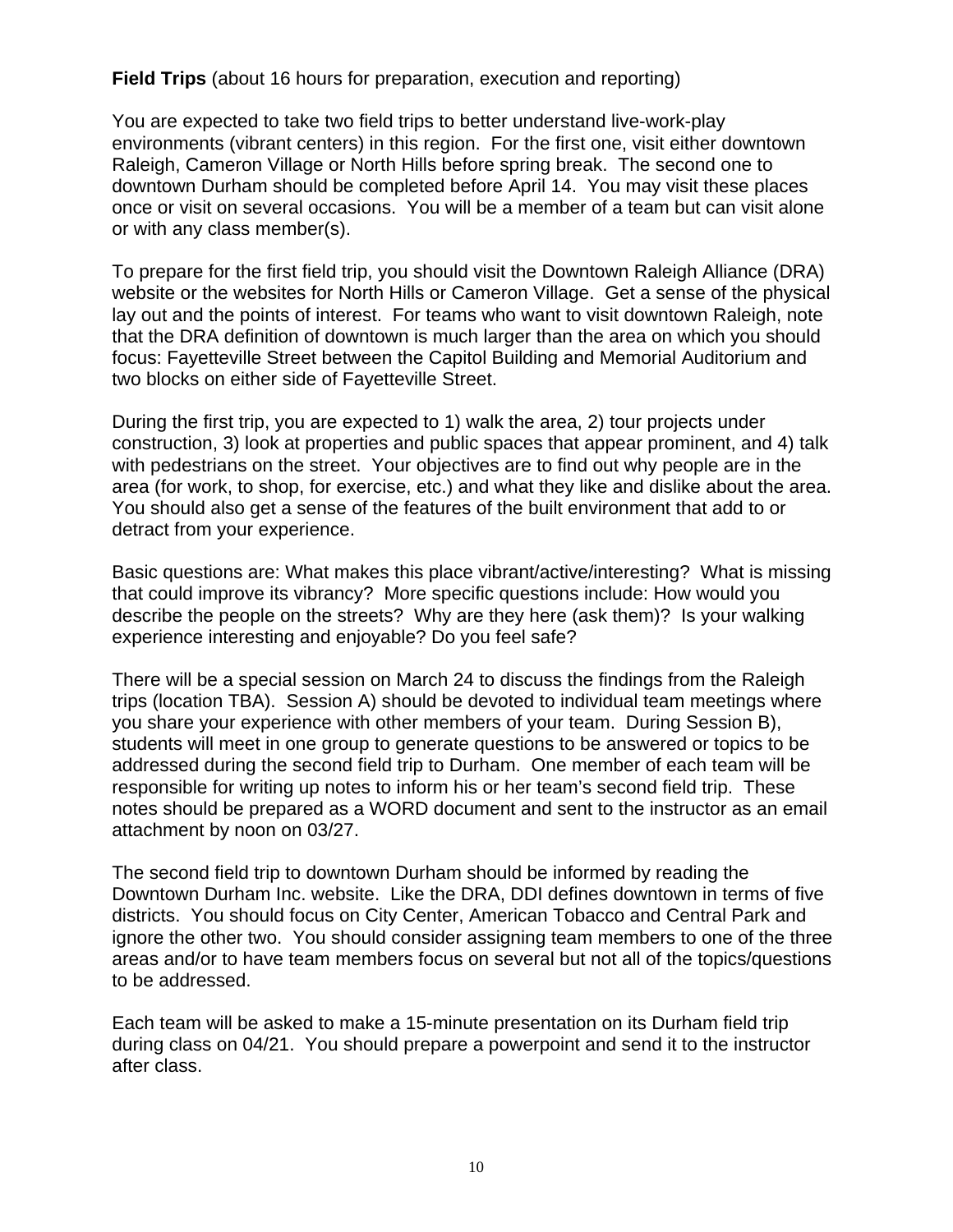**Field Trips** (about 16 hours for preparation, execution and reporting)

You are expected to take two field trips to better understand live-work-play environments (vibrant centers) in this region. For the first one, visit either downtown Raleigh, Cameron Village or North Hills before spring break. The second one to downtown Durham should be completed before April 14. You may visit these places once or visit on several occasions. You will be a member of a team but can visit alone or with any class member(s).

To prepare for the first field trip, you should visit the Downtown Raleigh Alliance (DRA) website or the websites for North Hills or Cameron Village. Get a sense of the physical lay out and the points of interest. For teams who want to visit downtown Raleigh, note that the DRA definition of downtown is much larger than the area on which you should focus: Fayetteville Street between the Capitol Building and Memorial Auditorium and two blocks on either side of Fayetteville Street.

During the first trip, you are expected to 1) walk the area, 2) tour projects under construction, 3) look at properties and public spaces that appear prominent, and 4) talk with pedestrians on the street. Your objectives are to find out why people are in the area (for work, to shop, for exercise, etc.) and what they like and dislike about the area. You should also get a sense of the features of the built environment that add to or detract from your experience.

Basic questions are: What makes this place vibrant/active/interesting? What is missing that could improve its vibrancy? More specific questions include: How would you describe the people on the streets? Why are they here (ask them)? Is your walking experience interesting and enjoyable? Do you feel safe?

There will be a special session on March 24 to discuss the findings from the Raleigh trips (location TBA). Session A) should be devoted to individual team meetings where you share your experience with other members of your team. During Session B), students will meet in one group to generate questions to be answered or topics to be addressed during the second field trip to Durham. One member of each team will be responsible for writing up notes to inform his or her team's second field trip. These notes should be prepared as a WORD document and sent to the instructor as an email attachment by noon on 03/27.

The second field trip to downtown Durham should be informed by reading the Downtown Durham Inc. website. Like the DRA, DDI defines downtown in terms of five districts. You should focus on City Center, American Tobacco and Central Park and ignore the other two. You should consider assigning team members to one of the three areas and/or to have team members focus on several but not all of the topics/questions to be addressed.

Each team will be asked to make a 15-minute presentation on its Durham field trip during class on 04/21. You should prepare a powerpoint and send it to the instructor after class.